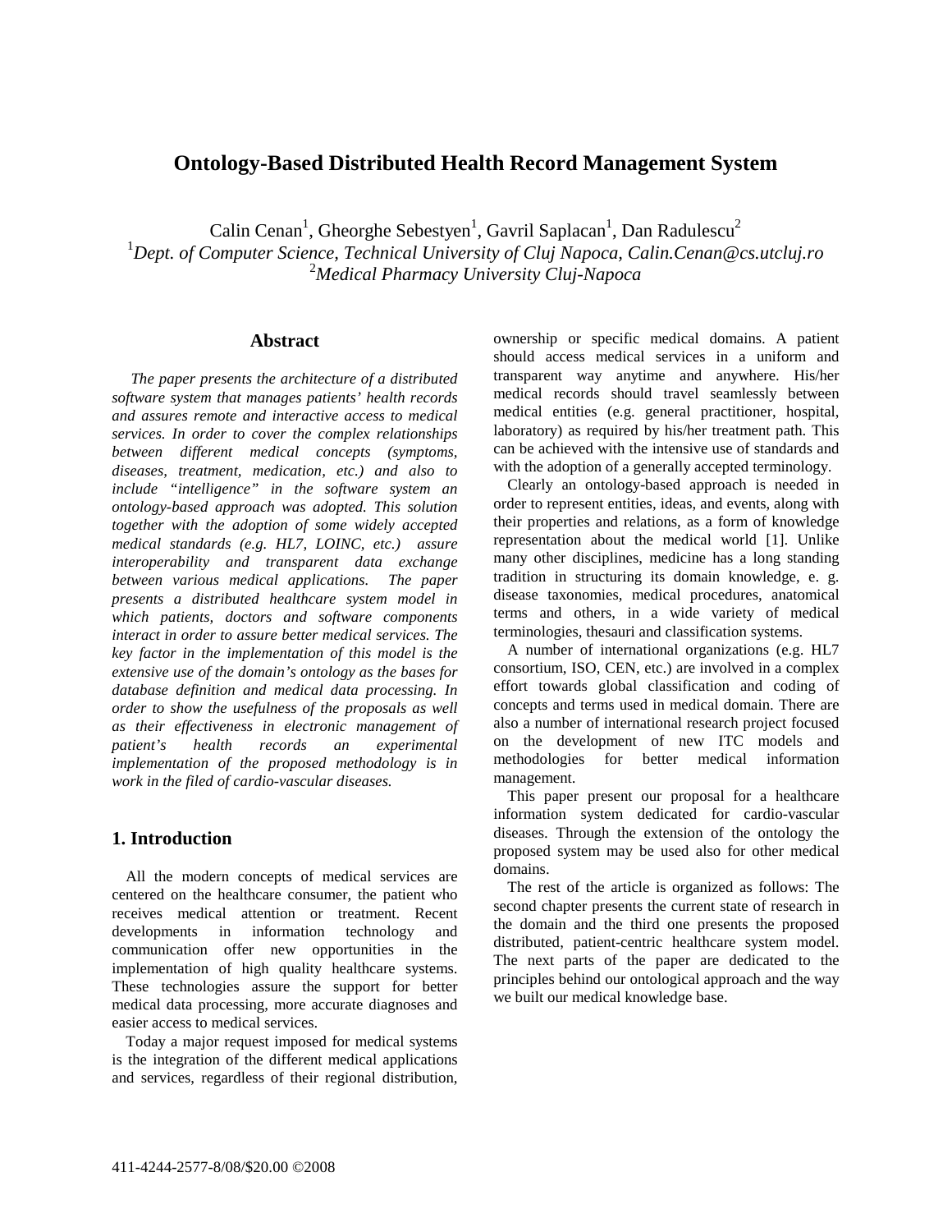# Ontology-Based Distributed Health Record Management System

Calin Cenan[1], Gheorghe Sebestyen[1], Gavril Saplacan[1], Dan Radulescu[2]

[1]*Dept. of Computer Science, Technical University of Cluj Napoca, Calin.Cenan@cs.utcluj.ro*

[2]*Medical Pharmacy University Cluj-Napoca*

## Abstract

*The paper presents the architecture of a distributed software system that manages patients' health records and assures remote and interactive access to medical services. In order to cover the complex relationships between different medical concepts (symptoms, diseases, treatment, medication, etc.) and also to include "intelligence" in the software system an ontology-based approach was adopted. This solution together with the adoption of some widely accepted medical standards (e.g. HL7, LOINC, etc.) assure interoperability and transparent data exchange between various medical applications. The paper presents a distributed healthcare system model in which patients, doctors and software components interact in order to assure better medical services. The key factor in the implementation of this model is the extensive use of the domain's ontology as the bases for database definition and medical data processing. In order to show the usefulness of the proposals as well as their effectiveness in electronic management of patient's health records an experimental implementation of the proposed methodology is in work in the filed of cardio-vascular diseases.*

## 1. Introduction

All the modern concepts of medical services are centered on the healthcare consumer, the patient who receives medical attention or treatment. Recent developments in information technology and communication offer new opportunities in the implementation of high quality healthcare systems. These technologies assure the support for better medical data processing, more accurate diagnoses and easier access to medical services.

Today a major request imposed for medical systems is the integration of the different medical applications and services, regardless of their regional distribution, ownership or specific medical domains. A patient should access medical services in a uniform and transparent way anytime and anywhere. His/her medical records should travel seamlessly between medical entities (e.g. general practitioner, hospital, laboratory) as required by his/her treatment path. This can be achieved with the intensive use of standards and with the adoption of a generally accepted terminology.

Clearly an ontology-based approach is needed in order to represent entities, ideas, and events, along with their properties and relations, as a form of knowledge representation about the medical world [1]. Unlike many other disciplines, medicine has a long standing tradition in structuring its domain knowledge, e. g. disease taxonomies, medical procedures, anatomical terms and others, in a wide variety of medical terminologies, thesauri and classification systems.

A number of international organizations (e.g. HL7 consortium, ISO, CEN, etc.) are involved in a complex effort towards global classification and coding of concepts and terms used in medical domain. There are also a number of international research project focused on the development of new ITC models and methodologies for better medical information management.

This paper present our proposal for a healthcare information system dedicated for cardio-vascular diseases. Through the extension of the ontology the proposed system may be used also for other medical domains.

The rest of the article is organized as follows: The second chapter presents the current state of research in the domain and the third one presents the proposed distributed, patient-centric healthcare system model. The next parts of the paper are dedicated to the principles behind our ontological approach and the way we built our medical knowledge base.

411-4244-2577-8/08/$20.00 ©2008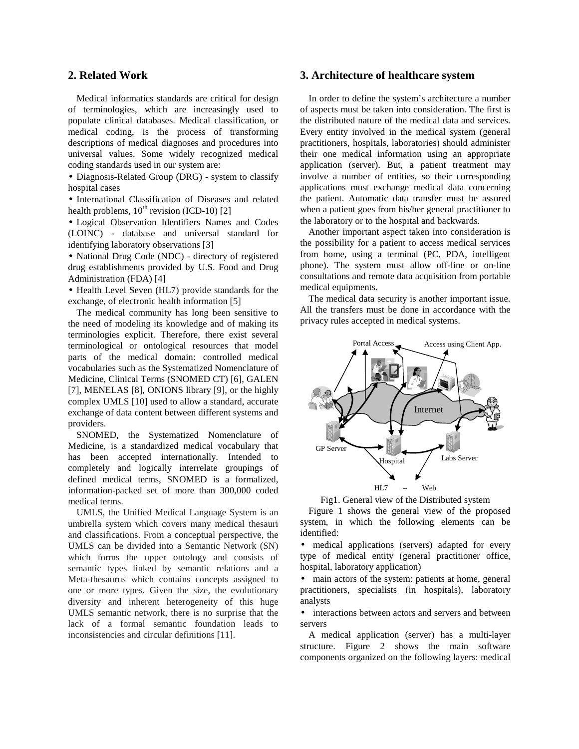## 2. Related Work

Medical informatics standards are critical for design of terminologies, which are increasingly used to populate clinical databases. Medical classification, or medical coding, is the process of transforming descriptions of medical diagnoses and procedures into universal values. Some widely recognized medical coding standards used in our system are:

- Diagnosis-Related Group (DRG) - system to classify hospital cases
- International Classification of Diseases and related health problems, 10th revision (ICD-10) [2]
- Logical Observation Identifiers Names and Codes (LOINC) - database and universal standard for identifying laboratory observations [3]
- National Drug Code (NDC) - directory of registered drug establishments provided by U.S. Food and Drug Administration (FDA) [4]
- Health Level Seven (HL7) provide standards for the exchange, of electronic health information [5]

The medical community has long been sensitive to the need of modeling its knowledge and of making its terminologies explicit. Therefore, there exist several terminological or ontological resources that model parts of the medical domain: controlled medical vocabularies such as the Systematized Nomenclature of Medicine, Clinical Terms (SNOMED CT) [6], GALEN [7], MENELAS [8], ONIONS library [9], or the highly complex UMLS [10] used to allow a standard, accurate exchange of data content between different systems and providers.

SNOMED, the Systematized Nomenclature of Medicine, is a standardized medical vocabulary that has been accepted internationally. Intended to completely and logically interrelate groupings of defined medical terms, SNOMED is a formalized, information-packed set of more than 300,000 coded medical terms.

UMLS, the Unified Medical Language System is an umbrella system which covers many medical thesauri and classifications. From a conceptual perspective, the UMLS can be divided into a Semantic Network (SN) which forms the upper ontology and consists of semantic types linked by semantic relations and a Meta-thesaurus which contains concepts assigned to one or more types. Given the size, the evolutionary diversity and inherent heterogeneity of this huge UMLS semantic network, there is no surprise that the lack of a formal semantic foundation leads to inconsistencies and circular definitions [11].

## 3. Architecture of healthcare system

In order to define the system's architecture a number of aspects must be taken into consideration. The first is the distributed nature of the medical data and services. Every entity involved in the medical system (general practitioners, hospitals, laboratories) should administer their one medical information using an appropriate application (server). But, a patient treatment may involve a number of entities, so their corresponding applications must exchange medical data concerning the patient. Automatic data transfer must be assured when a patient goes from his/her general practitioner to the laboratory or to the hospital and backwards.

Another important aspect taken into consideration is the possibility for a patient to access medical services from home, using a terminal (PC, PDA, intelligent phone). The system must allow off-line or on-line consultations and remote data acquisition from portable medical equipments.

The medical data security is another important issue. All the transfers must be done in accordance with the privacy rules accepted in medical systems.

Portal Access
Access using Client App.
Internet
GP Server
Hospital
Labs Server
HL7 – Web

Fig1. General view of the Distributed system

Figure 1 shows the general view of the proposed system, in which the following elements can be identified:

- medical applications (servers) adapted for every type of medical entity (general practitioner office, hospital, laboratory application)
- main actors of the system: patients at home, general practitioners, specialists (in hospitals), laboratory analysts
- interactions between actors and servers and between servers

A medical application (server) has a multi-layer structure. Figure 2 shows the main software components organized on the following layers: medical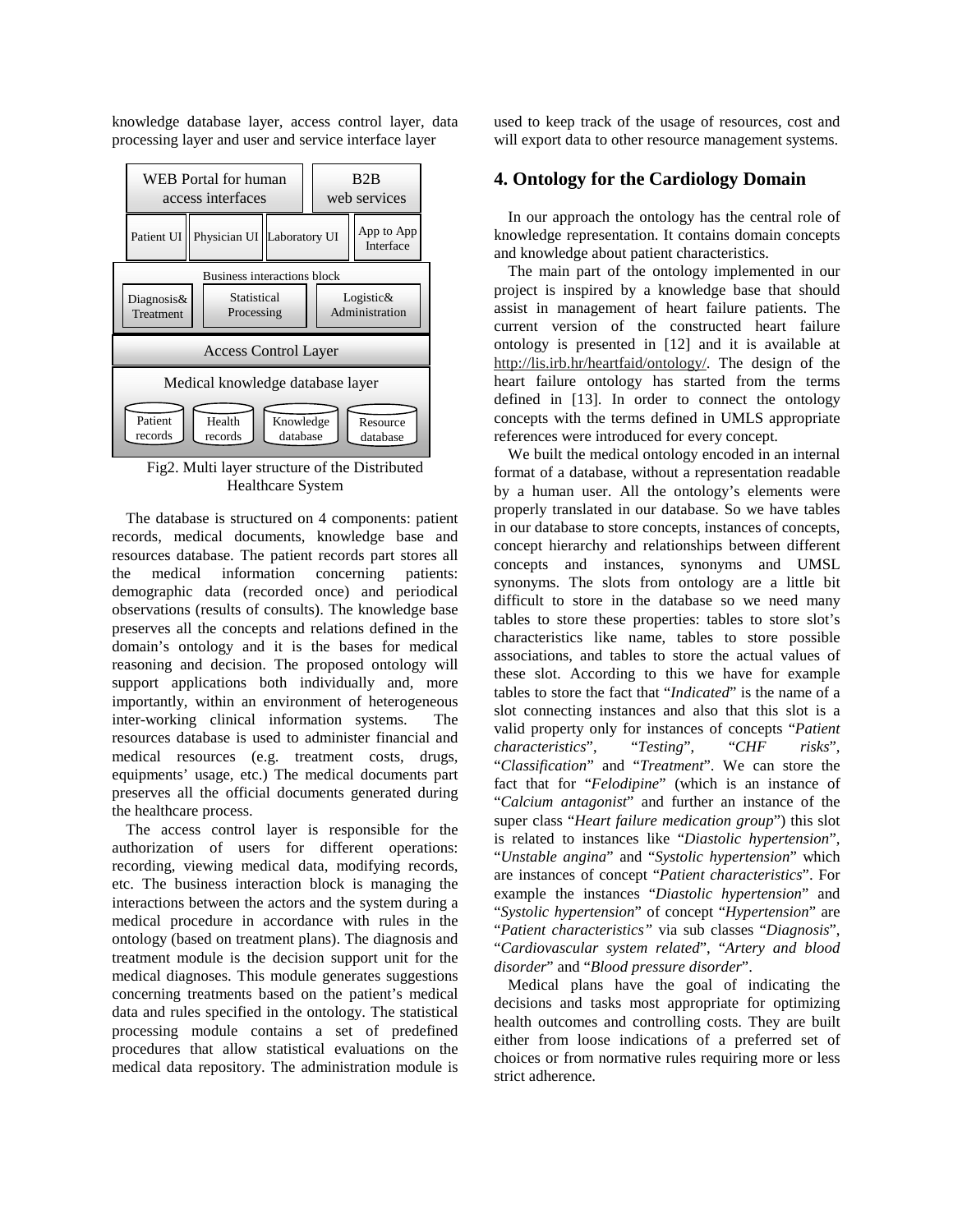knowledge database layer, access control layer, data processing layer and user and service interface layer

| WEB Portal for human access interfaces | | | B2B web services |
|---|---|---|---|
| Patient UI | Physician UI | Laboratory UI | App to App Interface |
| Business interactions block: Diagnosis& Treatment | Statistical Processing | Logistic& Administration | |
| Access Control Layer | | | |
| Medical knowledge database layer: Patient records | Health records | Knowledge database | Resource database |

Fig2. Multi layer structure of the Distributed Healthcare System

The database is structured on 4 components: patient records, medical documents, knowledge base and resources database. The patient records part stores all the medical information concerning patients: demographic data (recorded once) and periodical observations (results of consults). The knowledge base preserves all the concepts and relations defined in the domain's ontology and it is the bases for medical reasoning and decision. The proposed ontology will support applications both individually and, more importantly, within an environment of heterogeneous inter-working clinical information systems. The resources database is used to administer financial and medical resources (e.g. treatment costs, drugs, equipments' usage, etc.) The medical documents part preserves all the official documents generated during the healthcare process.

The access control layer is responsible for the authorization of users for different operations: recording, viewing medical data, modifying records, etc. The business interaction block is managing the interactions between the actors and the system during a medical procedure in accordance with rules in the ontology (based on treatment plans). The diagnosis and treatment module is the decision support unit for the medical diagnoses. This module generates suggestions concerning treatments based on the patient's medical data and rules specified in the ontology. The statistical processing module contains a set of predefined procedures that allow statistical evaluations on the medical data repository. The administration module is used to keep track of the usage of resources, cost and will export data to other resource management systems.

## 4. Ontology for the Cardiology Domain

In our approach the ontology has the central role of knowledge representation. It contains domain concepts and knowledge about patient characteristics.

The main part of the ontology implemented in our project is inspired by a knowledge base that should assist in management of heart failure patients. The current version of the constructed heart failure ontology is presented in [12] and it is available at http://lis.irb.hr/heartfaid/ontology/. The design of the heart failure ontology has started from the terms defined in [13]. In order to connect the ontology concepts with the terms defined in UMLS appropriate references were introduced for every concept.

We built the medical ontology encoded in an internal format of a database, without a representation readable by a human user. All the ontology's elements were properly translated in our database. So we have tables in our database to store concepts, instances of concepts, concept hierarchy and relationships between different concepts and instances, synonyms and UMSL synonyms. The slots from ontology are a little bit difficult to store in the database so we need many tables to store these properties: tables to store slot's characteristics like name, tables to store possible associations, and tables to store the actual values of these slot. According to this we have for example tables to store the fact that "*Indicated*" is the name of a slot connecting instances and also that this slot is a valid property only for instances of concepts "*Patient characteristics*", "*Testing*", "*CHF risks*", "*Classification*" and "*Treatment*". We can store the fact that for "*Felodipine*" (which is an instance of "*Calcium antagonist*" and further an instance of the super class "*Heart failure medication group*") this slot is related to instances like "*Diastolic hypertension*", "*Unstable angina*" and "*Systolic hypertension*" which are instances of concept "*Patient characteristics*". For example the instances "*Diastolic hypertension*" and "*Systolic hypertension*" of concept "*Hypertension*" are "*Patient characteristics*" via sub classes "*Diagnosis*", "*Cardiovascular system related*", "*Artery and blood disorder*" and "*Blood pressure disorder*".

Medical plans have the goal of indicating the decisions and tasks most appropriate for optimizing health outcomes and controlling costs. They are built either from loose indications of a preferred set of choices or from normative rules requiring more or less strict adherence.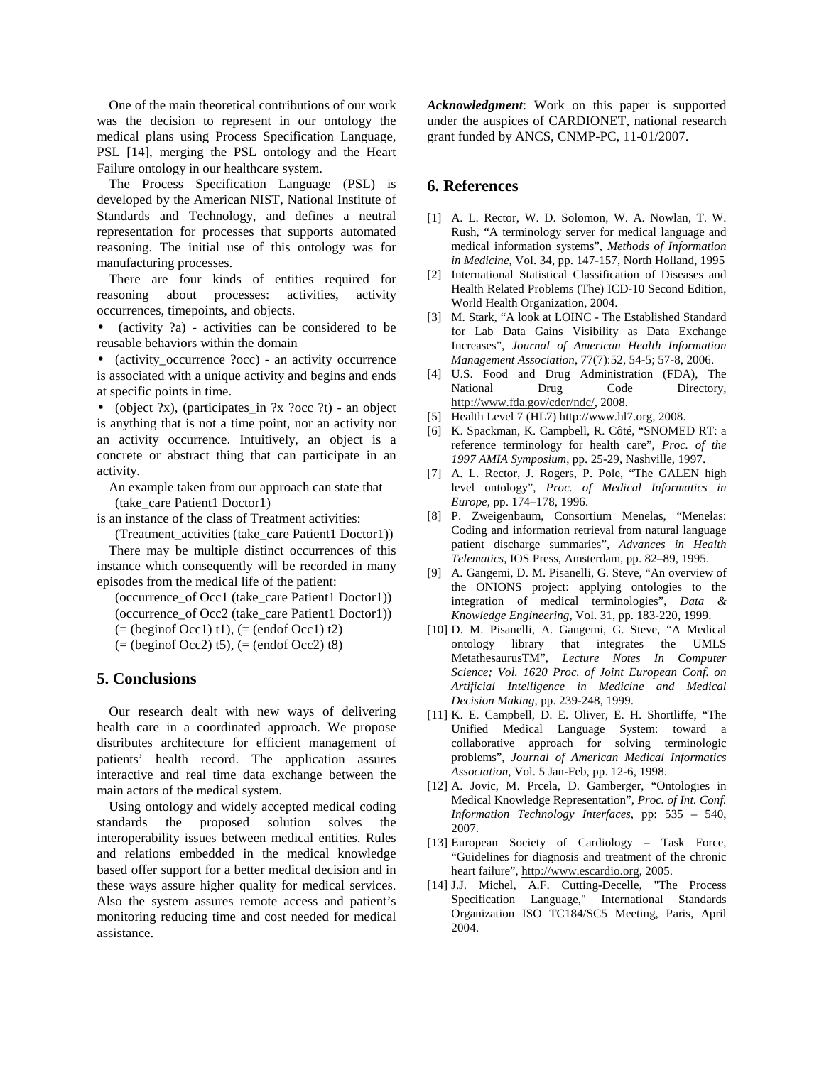One of the main theoretical contributions of our work was the decision to represent in our ontology the medical plans using Process Specification Language, PSL [14], merging the PSL ontology and the Heart Failure ontology in our healthcare system.

The Process Specification Language (PSL) is developed by the American NIST, National Institute of Standards and Technology, and defines a neutral representation for processes that supports automated reasoning. The initial use of this ontology was for manufacturing processes.

There are four kinds of entities required for reasoning about processes: activities, activity occurrences, timepoints, and objects.

- (activity ?a) - activities can be considered to be reusable behaviors within the domain
- (activity_occurrence ?occ) - an activity occurrence is associated with a unique activity and begins and ends at specific points in time.
- (object ?x), (participates_in ?x ?occ ?t) - an object is anything that is not a time point, nor an activity nor an activity occurrence. Intuitively, an object is a concrete or abstract thing that can participate in an activity.

An example taken from our approach can state that

(take_care Patient1 Doctor1)

is an instance of the class of Treatment activities:

(Treatment_activities (take_care Patient1 Doctor1))

There may be multiple distinct occurrences of this instance which consequently will be recorded in many episodes from the medical life of the patient:

(occurrence_of Occ1 (take_care Patient1 Doctor1))
(occurrence_of Occ2 (take_care Patient1 Doctor1))
(= (beginof Occ1) t1), (= (endof Occ1) t2)
(= (beginof Occ2) t5), (= (endof Occ2) t8)

## 5. Conclusions

Our research dealt with new ways of delivering health care in a coordinated approach. We propose distributes architecture for efficient management of patients' health record. The application assures interactive and real time data exchange between the main actors of the medical system.

Using ontology and widely accepted medical coding standards the proposed solution solves the interoperability issues between medical entities. Rules and relations embedded in the medical knowledge based offer support for a better medical decision and in these ways assure higher quality for medical services. Also the system assures remote access and patient's monitoring reducing time and cost needed for medical assistance.

***Acknowledgment***: Work on this paper is supported under the auspices of CARDIONET, national research grant funded by ANCS, CNMP-PC, 11-01/2007.

## 6. References

[1] A. L. Rector, W. D. Solomon, W. A. Nowlan, T. W. Rush, "A terminology server for medical language and medical information systems", *Methods of Information in Medicine*, Vol. 34, pp. 147-157, North Holland, 1995

[2] International Statistical Classification of Diseases and Health Related Problems (The) ICD-10 Second Edition, World Health Organization, 2004.

[3] M. Stark, "A look at LOINC - The Established Standard for Lab Data Gains Visibility as Data Exchange Increases", *Journal of American Health Information Management Association*, 77(7):52, 54-5; 57-8, 2006.

[4] U.S. Food and Drug Administration (FDA), The National Drug Code Directory, http://www.fda.gov/cder/ndc/, 2008.

[5] Health Level 7 (HL7) http://www.hl7.org, 2008.

[6] K. Spackman, K. Campbell, R. Côté, "SNOMED RT: a reference terminology for health care", *Proc. of the 1997 AMIA Symposium*, pp. 25-29, Nashville, 1997.

[7] A. L. Rector, J. Rogers, P. Pole, "The GALEN high level ontology", *Proc. of Medical Informatics in Europe*, pp. 174–178, 1996.

[8] P. Zweigenbaum, Consortium Menelas, "Menelas: Coding and information retrieval from natural language patient discharge summaries", *Advances in Health Telematics*, IOS Press, Amsterdam, pp. 82–89, 1995.

[9] A. Gangemi, D. M. Pisanelli, G. Steve, "An overview of the ONIONS project: applying ontologies to the integration of medical terminologies", *Data & Knowledge Engineering*, Vol. 31, pp. 183-220, 1999.

[10] D. M. Pisanelli, A. Gangemi, G. Steve, "A Medical ontology library that integrates the UMLS MetathesaurusTM", *Lecture Notes In Computer Science; Vol. 1620 Proc. of Joint European Conf. on Artificial Intelligence in Medicine and Medical Decision Making*, pp. 239-248, 1999.

[11] K. E. Campbell, D. E. Oliver, E. H. Shortliffe, "The Unified Medical Language System: toward a collaborative approach for solving terminologic problems", *Journal of American Medical Informatics Association*, Vol. 5 Jan-Feb, pp. 12-6, 1998.

[12] A. Jovic, M. Prcela, D. Gamberger, "Ontologies in Medical Knowledge Representation", *Proc. of Int. Conf. Information Technology Interfaces*, pp: 535 – 540, 2007.

[13] European Society of Cardiology – Task Force, "Guidelines for diagnosis and treatment of the chronic heart failure", http://www.escardio.org, 2005.

[14] J.J. Michel, A.F. Cutting-Decelle, "The Process Specification Language," International Standards Organization ISO TC184/SC5 Meeting, Paris, April 2004.